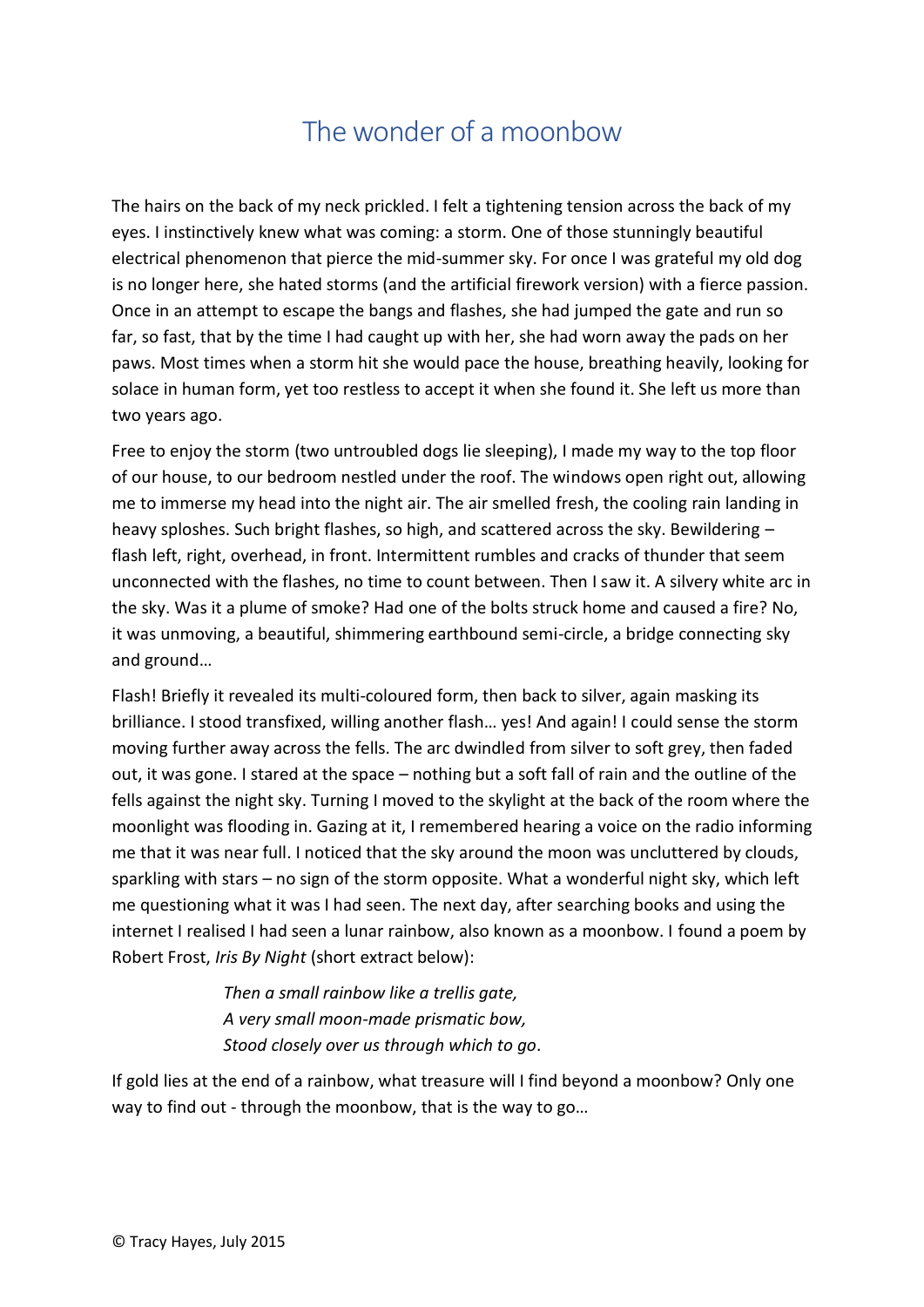# The wonder of a moonbow

The hairs on the back of my neck prickled. I felt a tightening tension across the back of my eyes. I instinctively knew what was coming: a storm. One of those stunningly beautiful electrical phenomenon that pierce the mid-summer sky. For once I was grateful my old dog is no longer here, she hated storms (and the artificial firework version) with a fierce passion. Once in an attempt to escape the bangs and flashes, she had jumped the gate and run so far, so fast, that by the time I had caught up with her, she had worn away the pads on her paws. Most times when a storm hit she would pace the house, breathing heavily, looking for solace in human form, yet too restless to accept it when she found it. She left us more than two years ago.

Free to enjoy the storm (two untroubled dogs lie sleeping), I made my way to the top floor of our house, to our bedroom nestled under the roof. The windows open right out, allowing me to immerse my head into the night air. The air smelled fresh, the cooling rain landing in heavy sploshes. Such bright flashes, so high, and scattered across the sky. Bewildering – flash left, right, overhead, in front. Intermittent rumbles and cracks of thunder that seem unconnected with the flashes, no time to count between. Then I saw it. A silvery white arc in the sky. Was it a plume of smoke? Had one of the bolts struck home and caused a fire? No, it was unmoving, a beautiful, shimmering earthbound semi-circle, a bridge connecting sky and ground…

Flash! Briefly it revealed its multi-coloured form, then back to silver, again masking its brilliance. I stood transfixed, willing another flash… yes! And again! I could sense the storm moving further away across the fells. The arc dwindled from silver to soft grey, then faded out, it was gone. I stared at the space – nothing but a soft fall of rain and the outline of the fells against the night sky. Turning I moved to the skylight at the back of the room where the moonlight was flooding in. Gazing at it, I remembered hearing a voice on the radio informing me that it was near full. I noticed that the sky around the moon was uncluttered by clouds, sparkling with stars – no sign of the storm opposite. What a wonderful night sky, which left me questioning what it was I had seen. The next day, after searching books and using the internet I realised I had seen a lunar rainbow, also known as a moonbow. I found a poem by Robert Frost, *Iris By Night* (short extract below):

> *Then a small rainbow like a trellis gate,*
> *A very small moon-made prismatic bow,*
> *Stood closely over us through which to go*.

If gold lies at the end of a rainbow, what treasure will I find beyond a moonbow? Only one way to find out - through the moonbow, that is the way to go…

© Tracy Hayes, July 2015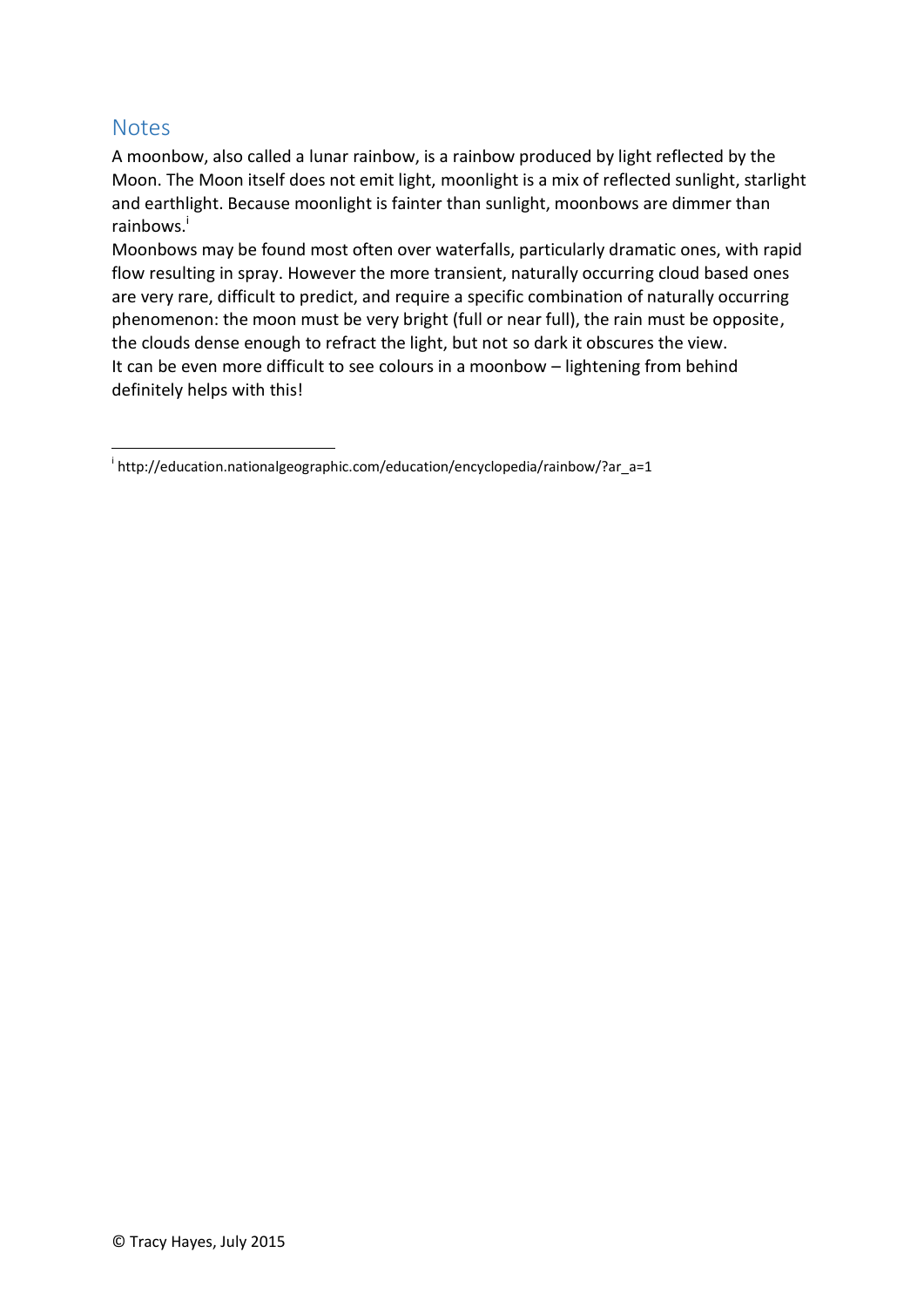## Notes

A moonbow, also called a lunar rainbow, is a rainbow produced by light reflected by the Moon. The Moon itself does not emit light, moonlight is a mix of reflected sunlight, starlight and earthlight. Because moonlight is fainter than sunlight, moonbows are dimmer than rainbows.[i]

Moonbows may be found most often over waterfalls, particularly dramatic ones, with rapid flow resulting in spray. However the more transient, naturally occurring cloud based ones are very rare, difficult to predict, and require a specific combination of naturally occurring phenomenon: the moon must be very bright (full or near full), the rain must be opposite, the clouds dense enough to refract the light, but not so dark it obscures the view.

It can be even more difficult to see colours in a moonbow – lightening from behind definitely helps with this!

---

[i] http://education.nationalgeographic.com/education/encyclopedia/rainbow/?ar_a=1

© Tracy Hayes, July 2015